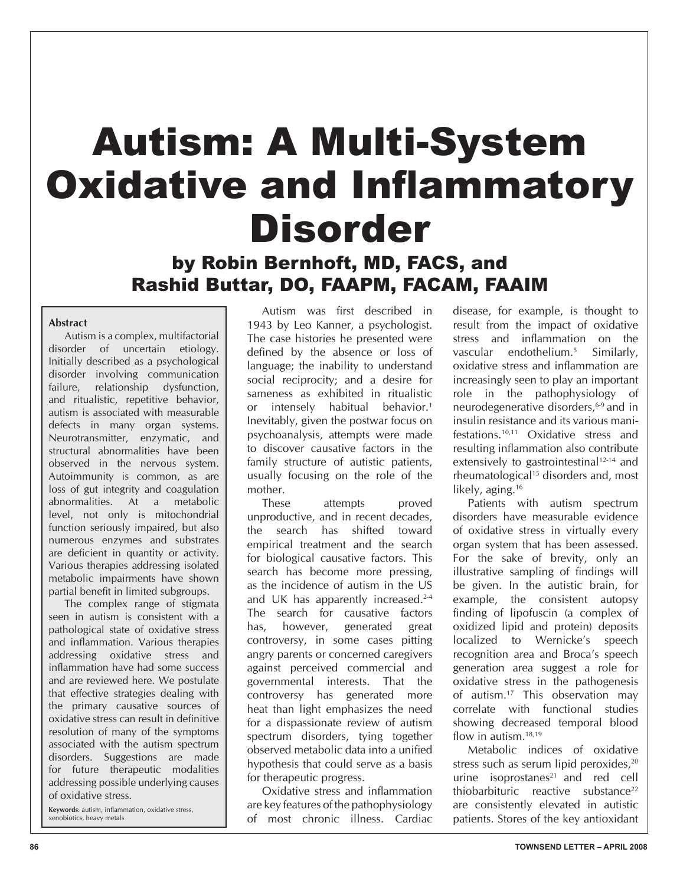# Autism: A Multi-System Oxidative and Inflammatory Disorder

## by Robin Bernhoft, MD, FACS, and Rashid Buttar, DO, FAAPM, FACAM, FAAIM

**Abstract**

Autism is a complex, multifactorial disorder of uncertain etiology. Initially described as a psychological disorder involving communication failure, relationship dysfunction, and ritualistic, repetitive behavior, autism is associated with measurable defects in many organ systems. Neurotransmitter, enzymatic, and structural abnormalities have been observed in the nervous system. Autoimmunity is common, as are loss of gut integrity and coagulation abnormalities. At a metabolic level, not only is mitochondrial function seriously impaired, but also numerous enzymes and substrates are deficient in quantity or activity. Various therapies addressing isolated metabolic impairments have shown partial benefit in limited subgroups.

The complex range of stigmata seen in autism is consistent with a pathological state of oxidative stress and inflammation. Various therapies addressing oxidative stress and inflammation have had some success and are reviewed here. We postulate that effective strategies dealing with the primary causative sources of oxidative stress can result in definitive resolution of many of the symptoms associated with the autism spectrum disorders. Suggestions are made for future therapeutic modalities addressing possible underlying causes of oxidative stress.

**Keywords**: autism, inflammation, oxidative stress, xenobiotics, heavy metals

Autism was first described in 1943 by Leo Kanner, a psychologist. The case histories he presented were defined by the absence or loss of language; the inability to understand social reciprocity; and a desire for sameness as exhibited in ritualistic or intensely habitual behavior.[1] Inevitably, given the postwar focus on psychoanalysis, attempts were made to discover causative factors in the family structure of autistic patients, usually focusing on the role of the mother.

These attempts proved unproductive, and in recent decades, the search has shifted toward empirical treatment and the search for biological causative factors. This search has become more pressing, as the incidence of autism in the US and UK has apparently increased.[2-4] The search for causative factors has, however, generated great controversy, in some cases pitting angry parents or concerned caregivers against perceived commercial and governmental interests. That the controversy has generated more heat than light emphasizes the need for a dispassionate review of autism spectrum disorders, tying together observed metabolic data into a unified hypothesis that could serve as a basis for therapeutic progress.

Oxidative stress and inflammation are key features of the pathophysiology of most chronic illness. Cardiac disease, for example, is thought to result from the impact of oxidative stress and inflammation on the vascular endothelium.[5] Similarly, oxidative stress and inflammation are increasingly seen to play an important role in the pathophysiology of neurodegenerative disorders,[6-9] and in insulin resistance and its various manifestations.[10,11] Oxidative stress and resulting inflammation also contribute extensively to gastrointestinal[12-14] and rheumatological[15] disorders and, most likely, aging.[16]

Patients with autism spectrum disorders have measurable evidence of oxidative stress in virtually every organ system that has been assessed. For the sake of brevity, only an illustrative sampling of findings will be given. In the autistic brain, for example, the consistent autopsy finding of lipofuscin (a complex of oxidized lipid and protein) deposits localized to Wernicke's speech recognition area and Broca's speech generation area suggest a role for oxidative stress in the pathogenesis of autism.[17] This observation may correlate with functional studies showing decreased temporal blood flow in autism.[18,19]

Metabolic indices of oxidative stress such as serum lipid peroxides,[20] urine isoprostanes[21] and red cell thiobarbituric reactive substance[22] are consistently elevated in autistic patients. Stores of the key antioxidant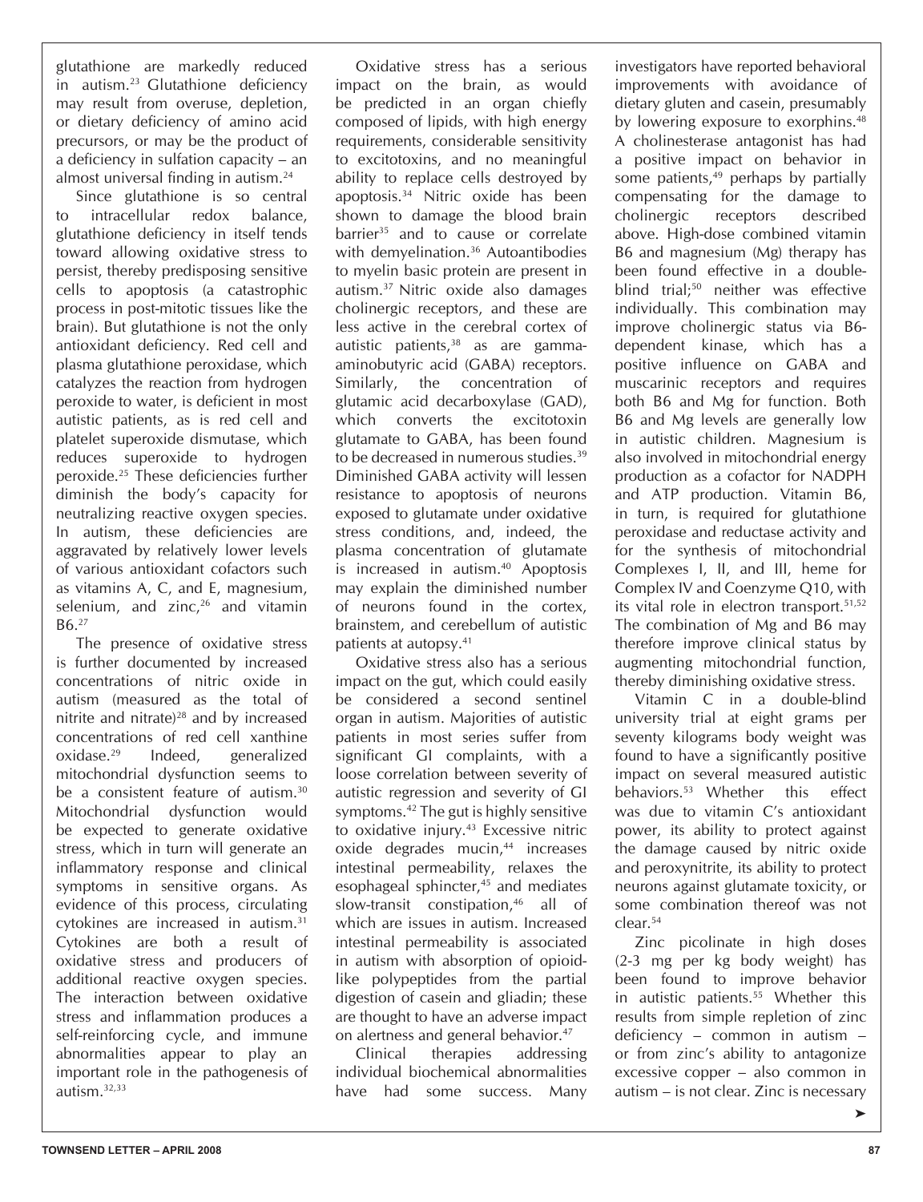glutathione are markedly reduced in autism.[23] Glutathione deficiency may result from overuse, depletion, or dietary deficiency of amino acid precursors, or may be the product of a deficiency in sulfation capacity – an almost universal finding in autism.[24]

Since glutathione is so central to intracellular redox balance, glutathione deficiency in itself tends toward allowing oxidative stress to persist, thereby predisposing sensitive cells to apoptosis (a catastrophic process in post-mitotic tissues like the brain). But glutathione is not the only antioxidant deficiency. Red cell and plasma glutathione peroxidase, which catalyzes the reaction from hydrogen peroxide to water, is deficient in most autistic patients, as is red cell and platelet superoxide dismutase, which reduces superoxide to hydrogen peroxide.[25] These deficiencies further diminish the body's capacity for neutralizing reactive oxygen species. In autism, these deficiencies are aggravated by relatively lower levels of various antioxidant cofactors such as vitamins A, C, and E, magnesium, selenium, and zinc,[26] and vitamin B6.[27]

The presence of oxidative stress is further documented by increased concentrations of nitric oxide in autism (measured as the total of nitrite and nitrate)[28] and by increased concentrations of red cell xanthine oxidase.[29] Indeed, generalized mitochondrial dysfunction seems to be a consistent feature of autism.[30] Mitochondrial dysfunction would be expected to generate oxidative stress, which in turn will generate an inflammatory response and clinical symptoms in sensitive organs. As evidence of this process, circulating cytokines are increased in autism.[31] Cytokines are both a result of oxidative stress and producers of additional reactive oxygen species. The interaction between oxidative stress and inflammation produces a self-reinforcing cycle, and immune abnormalities appear to play an important role in the pathogenesis of autism.[32,33]

Oxidative stress has a serious impact on the brain, as would be predicted in an organ chiefly composed of lipids, with high energy requirements, considerable sensitivity to excitotoxins, and no meaningful ability to replace cells destroyed by apoptosis.[34] Nitric oxide has been shown to damage the blood brain barrier[35] and to cause or correlate with demyelination.[36] Autoantibodies to myelin basic protein are present in autism.[37] Nitric oxide also damages cholinergic receptors, and these are less active in the cerebral cortex of autistic patients,[38] as are gamma-aminobutyric acid (GABA) receptors. Similarly, the concentration of glutamic acid decarboxylase (GAD), which converts the excitotoxin glutamate to GABA, has been found to be decreased in numerous studies.[39] Diminished GABA activity will lessen resistance to apoptosis of neurons exposed to glutamate under oxidative stress conditions, and, indeed, the plasma concentration of glutamate is increased in autism.[40] Apoptosis may explain the diminished number of neurons found in the cortex, brainstem, and cerebellum of autistic patients at autopsy.[41]

Oxidative stress also has a serious impact on the gut, which could easily be considered a second sentinel organ in autism. Majorities of autistic patients in most series suffer from significant GI complaints, with a loose correlation between severity of autistic regression and severity of GI symptoms.[42] The gut is highly sensitive to oxidative injury.[43] Excessive nitric oxide degrades mucin,[44] increases intestinal permeability, relaxes the esophageal sphincter,[45] and mediates slow-transit constipation,[46] all of which are issues in autism. Increased intestinal permeability is associated in autism with absorption of opioid-like polypeptides from the partial digestion of casein and gliadin; these are thought to have an adverse impact on alertness and general behavior.[47]

Clinical therapies addressing individual biochemical abnormalities have had some success. Many investigators have reported behavioral improvements with avoidance of dietary gluten and casein, presumably by lowering exposure to exorphins.[48] A cholinesterase antagonist has had a positive impact on behavior in some patients,[49] perhaps by partially compensating for the damage to cholinergic receptors described above. High-dose combined vitamin B6 and magnesium (Mg) therapy has been found effective in a double-blind trial;[50] neither was effective individually. This combination may improve cholinergic status via B6-dependent kinase, which has a positive influence on GABA and muscarinic receptors and requires both B6 and Mg for function. Both B6 and Mg levels are generally low in autistic children. Magnesium is also involved in mitochondrial energy production as a cofactor for NADPH and ATP production. Vitamin B6, in turn, is required for glutathione peroxidase and reductase activity and for the synthesis of mitochondrial Complexes I, II, and III, heme for Complex IV and Coenzyme Q10, with its vital role in electron transport.[51,52] The combination of Mg and B6 may therefore improve clinical status by augmenting mitochondrial function, thereby diminishing oxidative stress.

Vitamin C in a double-blind university trial at eight grams per seventy kilograms body weight was found to have a significantly positive impact on several measured autistic behaviors.[53] Whether this effect was due to vitamin C's antioxidant power, its ability to protect against the damage caused by nitric oxide and peroxynitrite, its ability to protect neurons against glutamate toxicity, or some combination thereof was not clear.[54]

Zinc picolinate in high doses (2-3 mg per kg body weight) has been found to improve behavior in autistic patients.[55] Whether this results from simple repletion of zinc deficiency – common in autism – or from zinc's ability to antagonize excessive copper – also common in autism – is not clear. Zinc is necessary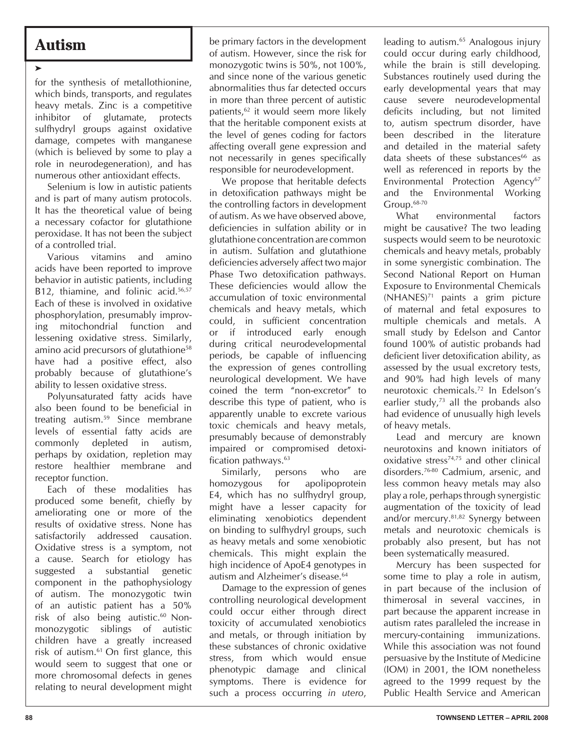# Autism

➤

for the synthesis of metallothionine, which binds, transports, and regulates heavy metals. Zinc is a competitive inhibitor of glutamate, protects sulfhydryl groups against oxidative damage, competes with manganese (which is believed by some to play a role in neurodegeneration), and has numerous other antioxidant effects.

Selenium is low in autistic patients and is part of many autism protocols. It has the theoretical value of being a necessary cofactor for glutathione peroxidase. It has not been the subject of a controlled trial.

Various vitamins and amino acids have been reported to improve behavior in autistic patients, including B12, thiamine, and folinic acid.[56,57] Each of these is involved in oxidative phosphorylation, presumably improving mitochondrial function and lessening oxidative stress. Similarly, amino acid precursors of glutathione[58] have had a positive effect, also probably because of glutathione's ability to lessen oxidative stress.

Polyunsaturated fatty acids have also been found to be beneficial in treating autism.[59] Since membrane levels of essential fatty acids are commonly depleted in autism, perhaps by oxidation, repletion may restore healthier membrane and receptor function.

Each of these modalities has produced some benefit, chiefly by ameliorating one or more of the results of oxidative stress. None has satisfactorily addressed causation. Oxidative stress is a symptom, not a cause. Search for etiology has suggested a substantial genetic component in the pathophysiology of autism. The monozygotic twin of an autistic patient has a 50% risk of also being autistic.[60] Non-monozygotic siblings of autistic children have a greatly increased risk of autism.[61] On first glance, this would seem to suggest that one or more chromosomal defects in genes relating to neural development might be primary factors in the development of autism. However, since the risk for monozygotic twins is 50%, not 100%, and since none of the various genetic abnormalities thus far detected occurs in more than three percent of autistic patients,[62] it would seem more likely that the heritable component exists at the level of genes coding for factors affecting overall gene expression and not necessarily in genes specifically responsible for neurodevelopment.

We propose that heritable defects in detoxification pathways might be the controlling factors in development of autism. As we have observed above, deficiencies in sulfation ability or in glutathione concentration are common in autism. Sulfation and glutathione deficiencies adversely affect two major Phase Two detoxification pathways. These deficiencies would allow the accumulation of toxic environmental chemicals and heavy metals, which could, in sufficient concentration or if introduced early enough during critical neurodevelopmental periods, be capable of influencing the expression of genes controlling neurological development. We have coined the term "non-excretor" to describe this type of patient, who is apparently unable to excrete various toxic chemicals and heavy metals, presumably because of demonstrably impaired or compromised detoxification pathways.[63]

Similarly, persons who are homozygous for apolipoprotein E4, which has no sulfhydryl group, might have a lesser capacity for eliminating xenobiotics dependent on binding to sulfhydryl groups, such as heavy metals and some xenobiotic chemicals. This might explain the high incidence of ApoE4 genotypes in autism and Alzheimer's disease.[64]

Damage to the expression of genes controlling neurological development could occur either through direct toxicity of accumulated xenobiotics and metals, or through initiation by these substances of chronic oxidative stress, from which would ensue phenotypic damage and clinical symptoms. There is evidence for such a process occurring *in utero*, leading to autism.[65] Analogous injury could occur during early childhood, while the brain is still developing. Substances routinely used during the early developmental years that may cause severe neurodevelopmental deficits including, but not limited to, autism spectrum disorder, have been described in the literature and detailed in the material safety data sheets of these substances[66] as well as referenced in reports by the Environmental Protection Agency[67] and the Environmental Working Group.[68-70]

What environmental factors might be causative? The two leading suspects would seem to be neurotoxic chemicals and heavy metals, probably in some synergistic combination. The Second National Report on Human Exposure to Environmental Chemicals (NHANES)[71] paints a grim picture of maternal and fetal exposures to multiple chemicals and metals. A small study by Edelson and Cantor found 100% of autistic probands had deficient liver detoxification ability, as assessed by the usual excretory tests, and 90% had high levels of many neurotoxic chemicals.[72] In Edelson's earlier study,[73] all the probands also had evidence of unusually high levels of heavy metals.

Lead and mercury are known neurotoxins and known initiators of oxidative stress[74,75] and other clinical disorders.[76-80] Cadmium, arsenic, and less common heavy metals may also play a role, perhaps through synergistic augmentation of the toxicity of lead and/or mercury.[81,82] Synergy between metals and neurotoxic chemicals is probably also present, but has not been systematically measured.

Mercury has been suspected for some time to play a role in autism, in part because of the inclusion of thimerosal in several vaccines, in part because the apparent increase in autism rates paralleled the increase in mercury-containing immunizations. While this association was not found persuasive by the Institute of Medicine (IOM) in 2001, the IOM nonetheless agreed to the 1999 request by the Public Health Service and American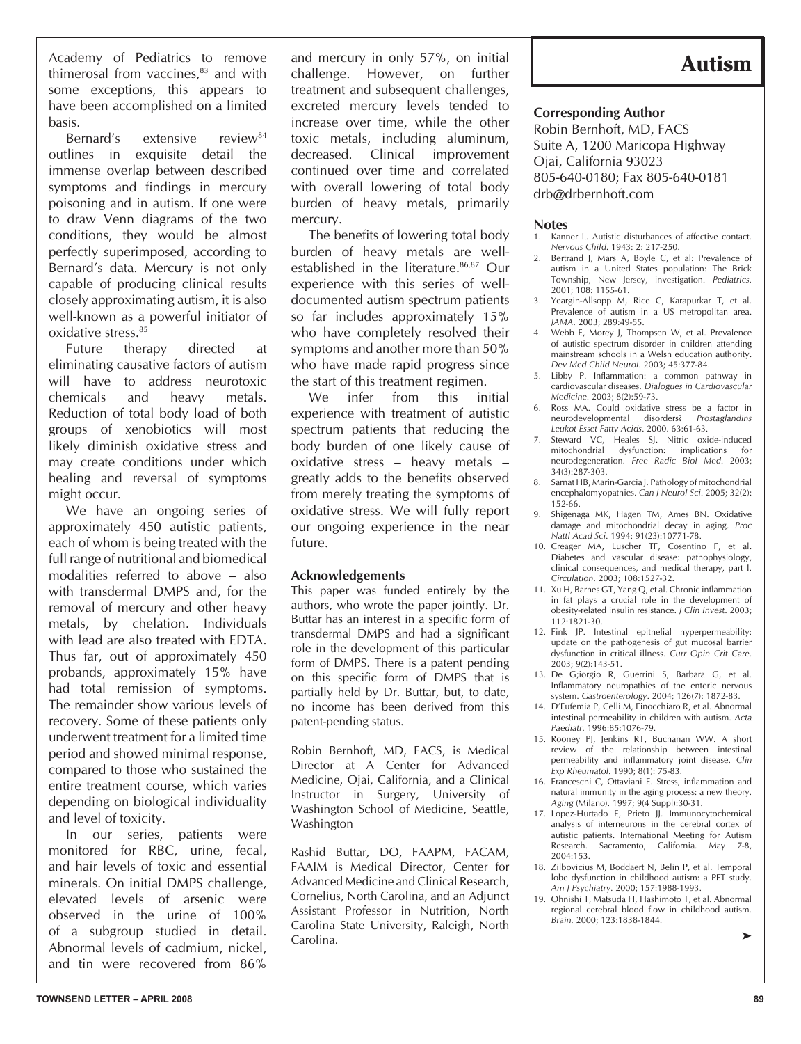Academy of Pediatrics to remove thimerosal from vaccines,[83] and with some exceptions, this appears to have been accomplished on a limited basis.

Bernard's extensive review[84] outlines in exquisite detail the immense overlap between described symptoms and findings in mercury poisoning and in autism. If one were to draw Venn diagrams of the two conditions, they would be almost perfectly superimposed, according to Bernard's data. Mercury is not only capable of producing clinical results closely approximating autism, it is also well-known as a powerful initiator of oxidative stress.[85]

Future therapy directed at eliminating causative factors of autism will have to address neurotoxic chemicals and heavy metals. Reduction of total body load of both groups of xenobiotics will most likely diminish oxidative stress and may create conditions under which healing and reversal of symptoms might occur.

We have an ongoing series of approximately 450 autistic patients, each of whom is being treated with the full range of nutritional and biomedical modalities referred to above – also with transdermal DMPS and, for the removal of mercury and other heavy metals, by chelation. Individuals with lead are also treated with EDTA. Thus far, out of approximately 450 probands, approximately 15% have had total remission of symptoms. The remainder show various levels of recovery. Some of these patients only underwent treatment for a limited time period and showed minimal response, compared to those who sustained the entire treatment course, which varies depending on biological individuality and level of toxicity.

In our series, patients were monitored for RBC, urine, fecal, and hair levels of toxic and essential minerals. On initial DMPS challenge, elevated levels of arsenic were observed in the urine of 100% of a subgroup studied in detail. Abnormal levels of cadmium, nickel, and tin were recovered from 86% and mercury in only 57%, on initial challenge. However, on further treatment and subsequent challenges, excreted mercury levels tended to increase over time, while the other toxic metals, including aluminum, decreased. Clinical improvement continued over time and correlated with overall lowering of total body burden of heavy metals, primarily mercury.

The benefits of lowering total body burden of heavy metals are well-established in the literature.[86,87] Our experience with this series of well-documented autism spectrum patients so far includes approximately 15% who have completely resolved their symptoms and another more than 50% who have made rapid progress since the start of this treatment regimen.

We infer from this initial experience with treatment of autistic spectrum patients that reducing the body burden of one likely cause of oxidative stress – heavy metals – greatly adds to the benefits observed from merely treating the symptoms of oxidative stress. We will fully report our ongoing experience in the near future.

### Acknowledgements

This paper was funded entirely by the authors, who wrote the paper jointly. Dr. Buttar has an interest in a specific form of transdermal DMPS and had a significant role in the development of this particular form of DMPS. There is a patent pending on this specific form of DMPS that is partially held by Dr. Buttar, but, to date, no income has been derived from this patent-pending status.

Robin Bernhoft, MD, FACS, is Medical Director at A Center for Advanced Medicine, Ojai, California, and a Clinical Instructor in Surgery, University of Washington School of Medicine, Seattle, Washington

Rashid Buttar, DO, FAAPM, FACAM, FAAIM is Medical Director, Center for Advanced Medicine and Clinical Research, Cornelius, North Carolina, and an Adjunct Assistant Professor in Nutrition, North Carolina State University, Raleigh, North Carolina.

# Autism

### Corresponding Author

Robin Bernhoft, MD, FACS
Suite A, 1200 Maricopa Highway
Ojai, California 93023
805-640-0180; Fax 805-640-0181
drb@drbernhoft.com

### Notes

1. Kanner L. Autistic disturbances of affective contact. *Nervous Child*. 1943: 2: 217-250.
2. Bertrand J, Mars A, Boyle C, et al: Prevalence of autism in a United States population: The Brick Township, New Jersey, investigation. *Pediatrics*. 2001; 108: 1155-61.
3. Yeargin-Allsopp M, Rice C, Karapurkar T, et al. Prevalence of autism in a US metropolitan area. *JAMA*. 2003; 289:49-55.
4. Webb E, Morey J, Thompsen W, et al. Prevalence of autistic spectrum disorder in children attending mainstream schools in a Welsh education authority. *Dev Med Child Neurol*. 2003; 45:377-84.
5. Libby P. Inflammation: a common pathway in cardiovascular diseases. *Dialogues in Cardiovascular Medicine*. 2003; 8(2):59-73.
6. Ross MA. Could oxidative stress be a factor in neurodevelopmental disorders? *Prostaglandins Leukot Esset Fatty Acids*. 2000. 63:61-63.
7. Steward VC, Heales SJ. Nitric oxide-induced mitochondrial dysfunction: implications for neurodegeneration. *Free Radic Biol Med*. 2003; 34(3):287-303.
8. Sarnat HB, Marin-Garcia J. Pathology of mitochondrial encephalomyopathies. *Can J Neurol Sci*. 2005; 32(2): 152-66.
9. Shigenaga MK, Hagen TM, Ames BN. Oxidative damage and mitochondrial decay in aging. *Proc Nattl Acad Sci*. 1994; 91(23):10771-78.
10. Creager MA, Luscher TF, Cosentino F, et al. Diabetes and vascular disease: pathophysiology, clinical consequences, and medical therapy, part I. *Circulation*. 2003; 108:1527-32.
11. Xu H, Barnes GT, Yang Q, et al. Chronic inflammation in fat plays a crucial role in the development of obesity-related insulin resistance. *J Clin Invest*. 2003; 112:1821-30.
12. Fink JP. Intestinal epithelial hyperpermeability: update on the pathogenesis of gut mucosal barrier dysfunction in critical illness. *Curr Opin Crit Care*. 2003; 9(2):143-51.
13. De G;iorgio R, Guerrini S, Barbara G, et al. Inflammatory neuropathies of the enteric nervous system. *Gastroenterology*. 2004; 126(7): 1872-83.
14. D'Eufemia P, Celli M, Finocchiaro R, et al. Abnormal intestinal permeability in children with autism. *Acta Paediatr*. 1996:85:1076-79.
15. Rooney PJ, Jenkins RT, Buchanan WW. A short review of the relationship between intestinal permeability and inflammatory joint disease. *Clin Exp Rheumatol*. 1990; 8(1): 75-83.
16. Franceschi C, Ottaviani E. Stress, inflammation and natural immunity in the aging process: a new theory. *Aging* (Milano). 1997; 9(4 Suppl):30-31.
17. Lopez-Hurtado E, Prieto JJ. Immunocytochemical analysis of interneurons in the cerebral cortex of autistic patients. International Meeting for Autism Research. Sacramento, California. May 7-8, 2004:153.
18. Zilbovicius M, Boddaert N, Belin P, et al. Temporal lobe dysfunction in childhood autism: a PET study. *Am J Psychiatry*. 2000; 157:1988-1993.
19. Ohnishi T, Matsuda H, Hashimoto T, et al. Abnormal regional cerebral blood flow in childhood autism. *Brain*. 2000; 123:1838-1844.

➤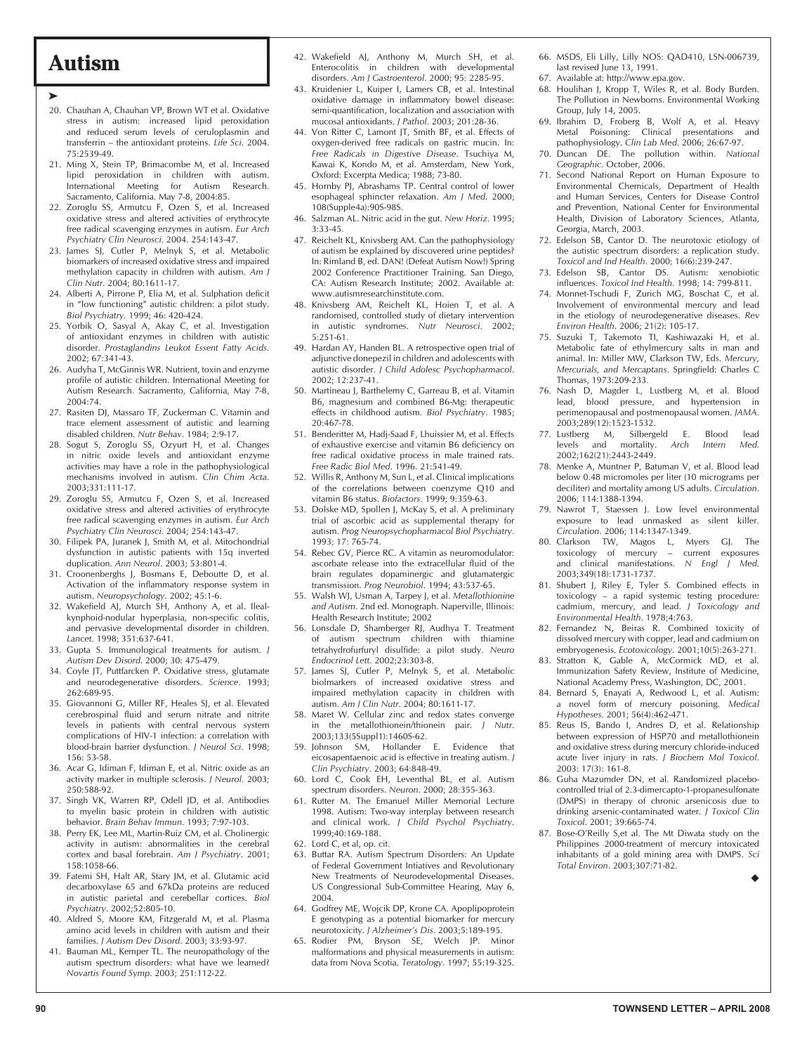# Autism

➤

20. Chauhan A, Chauhan VP, Brown WT et al. Oxidative stress in autism: increased lipid peroxidation and reduced serum levels of ceruloplasmin and transferrin – the antioxidant proteins. *Life Sci.* 2004. 75:2539-49.
21. Ming X, Stein TP, Brimacombe M, et al. Increased lipid peroxidation in children with autism. International Meeting for Autism Research. Sacramento, California. May 7-8, 2004:85.
22. Zoroglu SS, Armutcu F, Ozen S, et al. Increased oxidative stress and altered activities of erythrocyte free radical scavenging enzymes in autism. *Eur Arch Psychiatry Clin Neurosci.* 2004. 254:143-47.
23. James SJ, Cutler P, Melnyk S, et al. Metabolic biomarkers of increased oxidative stress and impaired methylation capacity in children with autism. *Am J Clin Nutr*. 2004; 80:1611-17.
24. Alberti A, Pirrone P, Elia M, et al. Sulphation deficit in "low functioning" autistic children: a pilot study. *Biol Psychiatry*. 1999; 46: 420-424.
25. Yorbik O, Sasyal A, Akay C, et al. Investigation of antioxidant enzymes in children with autistic disorder. *Prostaglandins Leukot Essent Fatty Acids*. 2002; 67:341-43.
26. Audyha T, McGinnis WR. Nutrient, toxin and enzyme profile of autistic children. International Meeting for Autism Research. Sacramento, California, May 7-8, 2004:74.
27. Rasiten DJ, Massaro TF, Zuckerman C. Vitamin and trace element assessment of autistic and learning disabled children. *Nutr Behav*. 1984; 2:9-17.
28. Sogut S, Zoroglu SS, Ozyurt H, et al. Changes in nitric oxide levels and antioxidant enzyme activities may have a role in the pathophysiological mechanisms involved in autism. *Clin Chim Acta*. 2003;331:111-17.
29. Zoroglu SS, Armutcu F, Ozen S, et al. Increased oxidative stress and altered activities of erythrocyte free radical scavenging enzymes in autism. *Eur Arch Psychiatry Clin Neurosci.* 2004; 254:143-47.
30. Filipek PA, Juranek J, Smith M, et al. Mitochondrial dysfunction in autistic patients with 15q inverted duplication. *Ann Neurol*. 2003; 53:801-4.
31. Croonenberghs J, Bosmans E, Deboutte D, et al. Activation of the inflammatory response system in autism. *Neuropsychology*. 2002; 45:1-6.
32. Wakefield AJ, Murch SH, Anthony A, et al. Ileal-kynphoid-nodular hyperplasia, non-specific colitis, and pervasive developmental disorder in children. *Lancet.* 1998; 351:637-641.
33. Gupta S. Immunological treatments for autism. *J Autism Dev Disord*. 2000; 30: 475-479.
34. Coyle JT, Puttfarcken P. Oxidative stress, glutamate and neurodegenerative disorders. *Science*. 1993; 262:689-95.
35. Giovannoni G, Miller RF, Heales SJ, et al. Elevated cerebrospinal fluid and serum nitrate and nitrite levels in patients with central nervous system complications of HIV-1 infection: a correlation with blood-brain barrier dysfunction. *J Neurol Sci*. 1998; 156: 53-58.
36. Acar G, Idiman F, Idiman E, et al. Nitric oxide as an activity marker in multiple sclerosis. *J Neurol.* 2003; 250:588-92.
37. Singh VK, Warren RP, Odell JD, et al. Antibodies to myelin basic protein in children with autistic behavior. *Brain Behav Immun*. 1993; 7:97-103.
38. Perry EK, Lee ML, Martin-Ruiz CM, et al. Cholinergic activity in autism: abnormalities in the cerebral cortex and basal forebrain. *Am J Psychiatry*. 2001; 158:1058-66.
39. Fatemi SH, Halt AR, Stary JM, et al. Glutamic acid decarboxylase 65 and 67kDa proteins are reduced in autistic parietal and cerebellar cortices. *Biol Psychiatry*. 2002;52:805-10.
40. Aldred S, Moore KM, Fitzgerald M, et al. Plasma amino acid levels in children with autism and their families. *J Autism Dev Disord*. 2003; 33:93-97.
41. Bauman ML, Kemper TL. The neuropathology of the autism spectrum disorders: what have we learned? *Novartis Found Symp*. 2003; 251:112-22.
42. Wakefield AJ, Anthony M, Murch SH, et al. Enterocolitis in children with developmental disorders. *Am J Gastroenterol*. 2000; 95: 2285-95.
43. Kruidenier L, Kuiper I, Lamers CB, et al. Intestinal oxidative damage in inflammatory bowel disease: semi-quantification, localization and association with mucosal antioxidants. *J Pathol*. 2003; 201:28-36.
44. Von Ritter C, Lamont JT, Smith BF, et al. Effects of oxygen-derived free radicals on gastric mucin. In: *Free Radicals in Digestive Disease*. Tsuchiya M, Kawai K, Kondo M, et al. Amsterdam, New York, Oxford: Excerpta Medica; 1988; 73-80.
45. Hornby PJ, Abrashams TP. Central control of lower esophageal sphincter relaxation. *Am J Med*. 2000; 108(Supple4a):90S-98S.
46. Salzman AL. Nitric acid in the gut. *New Horiz*. 1995; 3:33-45.
47. Reichelt KL, Knivsberg AM. Can the pathophysiology of autism be explained by discovered urine peptides? In: Rimland B, ed. DAN! (Defeat Autism Now!) Spring 2002 Conference Practitioner Training. San Diego, CA: Autism Research Institute; 2002. Available at: www.autismresearchinstitute.com.
48. Knivsberg AM, Reichelt KL, Hoien T, et al. A randomised, controlled study of dietary intervention in autistic syndromes. *Nutr Neurosci*. 2002; 5:251-61.
49. Hardan AY, Handen BL. A retrospective open trial of adjunctive donepezil in children and adolescents with autistic disorder. *J Child Adolesc Psychopharmacol*. 2002; 12:237-41.
50. Martineau J, Barthelemy C, Garreau B, et al. Vitamin B6, magnesium and combined B6-Mg: therapeutic effects in childhood autism. *Biol Psychiatry*. 1985; 20:467-78.
51. Benderitter M, Hadj-Saad F, Lhuissier M, et al. Effects of exhaustive exercise and vitamin B6 deficiency on free radical oxidative process in male trained rats. *Free Radic Biol Med*. 1996. 21:541-49.
52. Willis R, Anthony M, Sun L, et al. Clinical implications of the correlations between coenzyme Q10 and vitamin B6 status. *Biofactors*. 1999; 9:359-63.
53. Dolske MD, Spollen J, McKay S, et al. A preliminary trial of ascorbic acid as supplemental therapy for autism. *Prog Neuropsychopharmacol Biol Psychiatry*. 1993; 17: 765-74.
54. Rebec GV, Pierce RC. A vitamin as neuromodulator: ascorbate release into the extracellular fluid of the brain regulates dopaminergic and glutamatergic transmission. *Prog Neurobiol*. 1994; 43:537-65.
55. Walsh WJ, Usman A, Tarpey J, et al. *Metallothionine and Autism*. 2nd ed. Monograph. Naperville, Illinois: Health Research Institute; 2002
56. Lonsdale D, Shamberger RJ, Audhya T. Treatment of autism spectrum children with thiamine tetrahydrofurfuryl disulfide: a pilot study. *Neuro Endocrinol Lett*. 2002;23:303-8.
57. James SJ, Cutler P, Melnyk S, et al. Metabolic biolmarkers of increased oxidative stress and impaired methylation capacity in children with autism. *Am J Clin Nutr*. 2004; 80:1611-17.
58. Maret W. Cellular zinc and redox states converge in the metallothionein/thionein pair. *J Nutr*. 2003;133(5Suppl1):1460S-62.
59. Johnson SM, Hollander E. Evidence that eicosapentaenoic acid is effective in treating autism. *J Clin Psychiatry*. 2003; 64:848-49.
60. Lord C, Cook EH, Leventhal BL, et al. Autism spectrum disorders. *Neuron*. 2000; 28:355-363.
61. Rutter M. The Emanuel Miller Memorial Lecture 1998. Autism: Two-way interplay between research and clinical work. *J Child Psychol Psychiatry*. 1999;40:169-188.
62. Lord C, et al, op. cit.
63. Buttar RA. Autism Spectrum Disorders: An Update of Federal Government Intiatives and Revolutionary New Treatments of Neurodevelopmental Diseases. US Congressional Sub-Committee Hearing, May 6, 2004.
64. Godfrey ME, Wojcik DP, Krone CA. Apoplipoprotein E genotyping as a potential biomarker for mercury neurotoxicity. *J Alzheimer's Dis*. 2003;5:189-195.
65. Rodier PM, Bryson SE, Welch JP. Minor malformations and physical measurements in autism: data from Nova Scotia. *Teratology*. 1997; 55:19-325.
66. MSDS, Eli Lilly, Lilly NOS: QAD410, LSN-006739, last revised June 13, 1991.
67. Available at: http://www.epa.gov.
68. Houlihan J, Kropp T, Wiles R, et al. Body Burden. The Pollution in Newborns. Environmental Working Group, July 14, 2005.
69. Ibrahim D, Froberg B, Wolf A, et al. Heavy Metal Poisoning: Clinical presentations and pathophysiology. *Clin Lab Med*. 2006; 26:67-97.
70. Duncan DE. The pollution within. *National Geographic*. October, 2006.
71. Second National Report on Human Exposure to Environmental Chemicals, Department of Health and Human Services, Centers for Disease Control and Prevention, National Center for Environmental Health, Division of Laboratory Sciences, Atlanta, Georgia, March, 2003.
72. Edelson SB, Cantor D. The neurotoxic etiology of the autistic spectrum disorders: a replication study. *Toxicol and Ind Health*. 2000; 16(6):239-247.
73. Edelson SB, Cantor DS. Autism: xenobiotic influences. *Toxicol Ind Health*. 1998; 14: 799-811.
74. Monnet-Tschudi F, Zurich MG, Boschat C, et al. Involvement of environmental mercury and lead in the etiology of neurodegenerative diseases. *Rev Environ Health*. 2006; 21(2): 105-17.
75. Suzuki T, Takemoto TI, Kashiwazaki H, et al. Metabolic fate of ethylmercury salts in man and animal. In: Miller MW, Clarkson TW, Eds. *Mercury, Mercurials, and Mercaptans*. Springfield: Charles C Thomas, 1973:209-233.
76. Nash D, Magder L, Lustberg M, et al. Blood lead, blood pressure, and hypertension in perimenopausal and postmenopausal women. *JAMA*. 2003;289(12):1523-1532.
77. Lustberg M, Silbergeld E. Blood lead levels and mortality. *Arch Intern Med*. 2002;162(21):2443-2449.
78. Menke A, Muntner P, Batuman V, et al. Blood lead below 0.48 micromoles per liter (10 micrograms per deciliter) and mortality among US adults. *Circulation*. 2006; 114:1388-1394.
79. Nawrot T, Staessen J. Low level environmental exposure to lead unmasked as silent killer. *Circulation*. 2006; 114:1347-1349.
80. Clarkson TW, Magos L, Myers GJ. The toxicology of mercury – current exposures and clinical manifestations. *N Engl J Med*. 2003;349(18):1731-1737.
81. Shubert J, Riley E, Tyler S. Combined effects in toxicology – a rapid systemic testing procedure: cadmium, mercury, and lead. *J Toxicology and Environmental Health*. 1978;4:763.
82. Fernandez N, Beiras R. Combined toxicity of dissolved mercury with copper, lead and cadmium on embryogenesis. *Ecotoxicology*. 2001;10(5):263-271.
83. Stratton K, Gable A, McCormick MD, et al. Immunization Safety Review, Institute of Medicine, National Academy Press, Washington, DC, 2001.
84. Bernard S, Enayati A, Redwood L, et al. Autism: a novel form of mercury poisoning. *Medical Hypotheses*. 2001; 56(4):462-471.
85. Reus IS, Bando I, Andres D, et al. Relationship between expression of HSP70 and metallothionein and oxidative stress during mercury chloride-induced acute liver injury in rats. *J Biochem Mol Toxicol*. 2003: 17(3): 161-8.
86. Guha Mazumder DN, et al. Randomized placebo-controlled trial of 2.3-dimercapto-1-propanesulfonate (DMPS) in therapy of chronic arsenicosis due to drinking arsenic-contaminated water. *J Toxicol Clin Toxicol*. 2001; 39:665-74.
87. Bose-O'Reilly S,et al. The Mt Diwata study on the Philippines 2000-treatment of mercury intoxicated inhabitants of a gold mining area with DMPS. *Sci Total Environ*. 2003;307:71-82.

◆